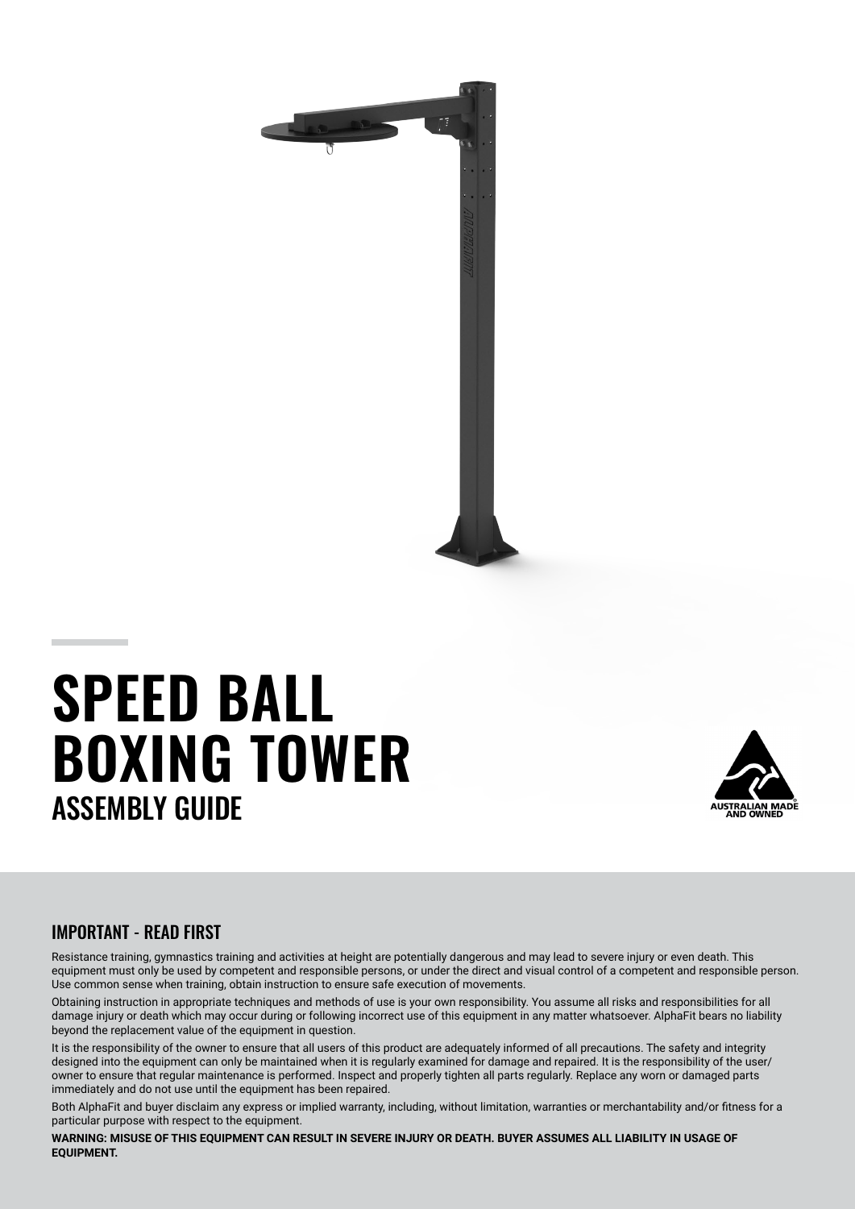# SPEED BALL BOXING TOWER

## ASSEMBLY GUIDE

AUSTRALIAN MADE AND OWNED

## IMPORTANT - READ FIRST

Resistance training, gymnastics training and activities at height are potentially dangerous and may lead to severe injury or even death. This equipment must only be used by competent and responsible persons, or under the direct and visual control of a competent and responsible person. Use common sense when training, obtain instruction to ensure safe execution of movements.

Obtaining instruction in appropriate techniques and methods of use is your own responsibility. You assume all risks and responsibilities for all damage injury or death which may occur during or following incorrect use of this equipment in any matter whatsoever. AlphaFit bears no liability beyond the replacement value of the equipment in question.

It is the responsibility of the owner to ensure that all users of this product are adequately informed of all precautions. The safety and integrity designed into the equipment can only be maintained when it is regularly examined for damage and repaired. It is the responsibility of the user/ owner to ensure that regular maintenance is performed. Inspect and properly tighten all parts regularly. Replace any worn or damaged parts immediately and do not use until the equipment has been repaired.

Both AlphaFit and buyer disclaim any express or implied warranty, including, without limitation, warranties or merchantability and/or fitness for a particular purpose with respect to the equipment.

**WARNING: MISUSE OF THIS EQUIPMENT CAN RESULT IN SEVERE INJURY OR DEATH. BUYER ASSUMES ALL LIABILITY IN USAGE OF EQUIPMENT.**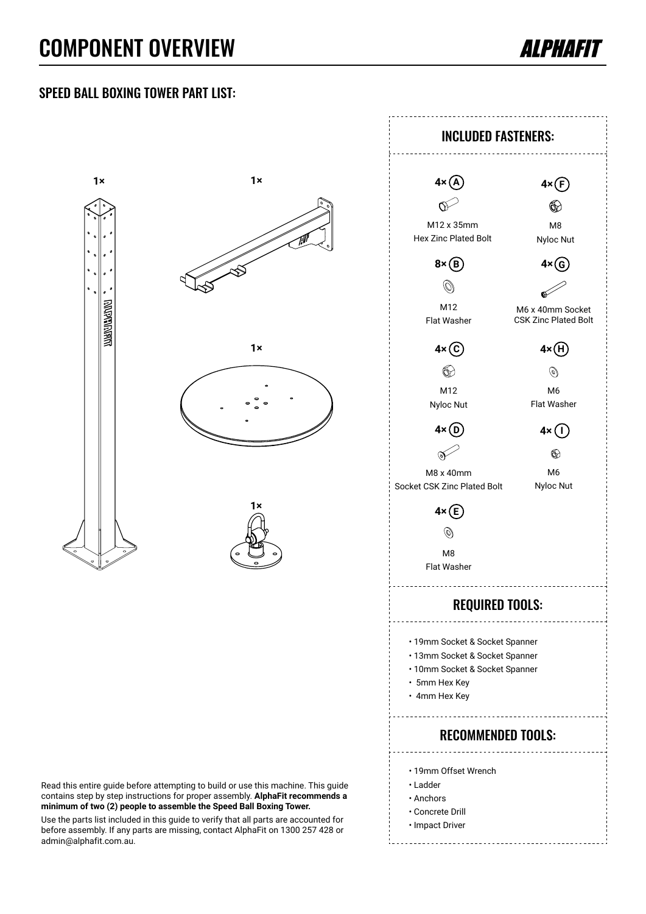# COMPONENT OVERVIEW

ALPHAFIT

## SPEED BALL BOXING TOWER PART LIST:

1×

1×

1×

1×

### INCLUDED FASTENERS:

- 4× (A) M12 x 35mm Hex Zinc Plated Bolt
- 8× (B) M12 Flat Washer
- 4× (C) M12 Nyloc Nut
- 4× (D) M8 x 40mm Socket CSK Zinc Plated Bolt
- 4× (E) M8 Flat Washer
- 4× (F) M8 Nyloc Nut
- 4× (G) M6 x 40mm Socket CSK Zinc Plated Bolt
- 4× (H) M6 Flat Washer
- 4× (I) M6 Nyloc Nut

### REQUIRED TOOLS:

- 19mm Socket & Socket Spanner
- 13mm Socket & Socket Spanner
- 10mm Socket & Socket Spanner
- 5mm Hex Key
- 4mm Hex Key

### RECOMMENDED TOOLS:

- 19mm Offset Wrench
- Ladder
- Anchors
- Concrete Drill
- Impact Driver

Read this entire guide before attempting to build or use this machine. This guide contains step by step instructions for proper assembly. **AlphaFit recommends a minimum of two (2) people to assemble the Speed Ball Boxing Tower.**

Use the parts list included in this guide to verify that all parts are accounted for before assembly. If any parts are missing, contact AlphaFit on 1300 257 428 or admin@alphafit.com.au.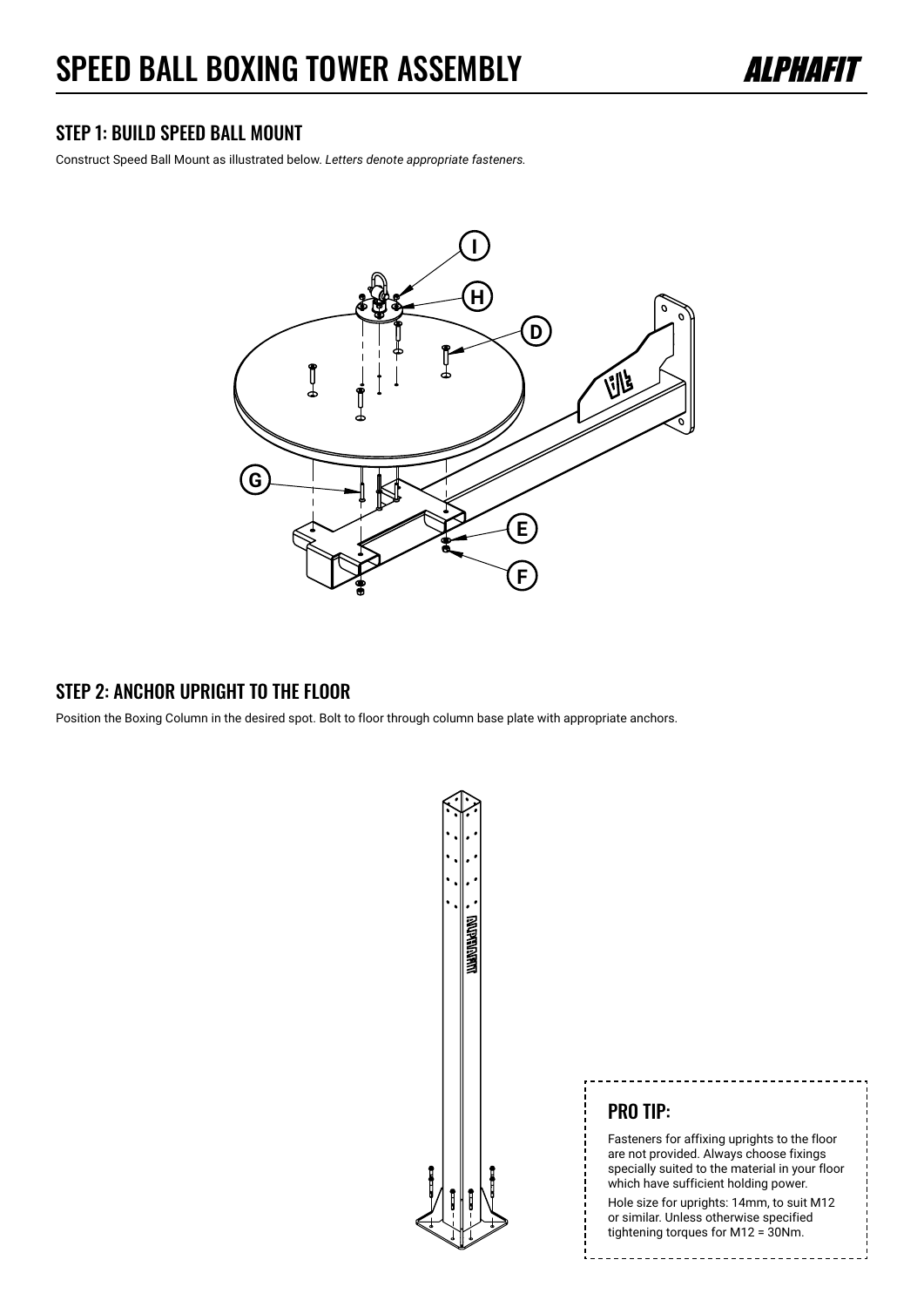# SPEED BALL BOXING TOWER ASSEMBLY

## STEP 1: BUILD SPEED BALL MOUNT

Construct Speed Ball Mount as illustrated below. *Letters denote appropriate fasteners.*

## STEP 2: ANCHOR UPRIGHT TO THE FLOOR

Position the Boxing Column in the desired spot. Bolt to floor through column base plate with appropriate anchors.

### PRO TIP:

Fasteners for affixing uprights to the floor are not provided. Always choose fixings specially suited to the material in your floor which have sufficient holding power.

Hole size for uprights: 14mm, to suit M12 or similar. Unless otherwise specified tightening torques for M12 = 30Nm.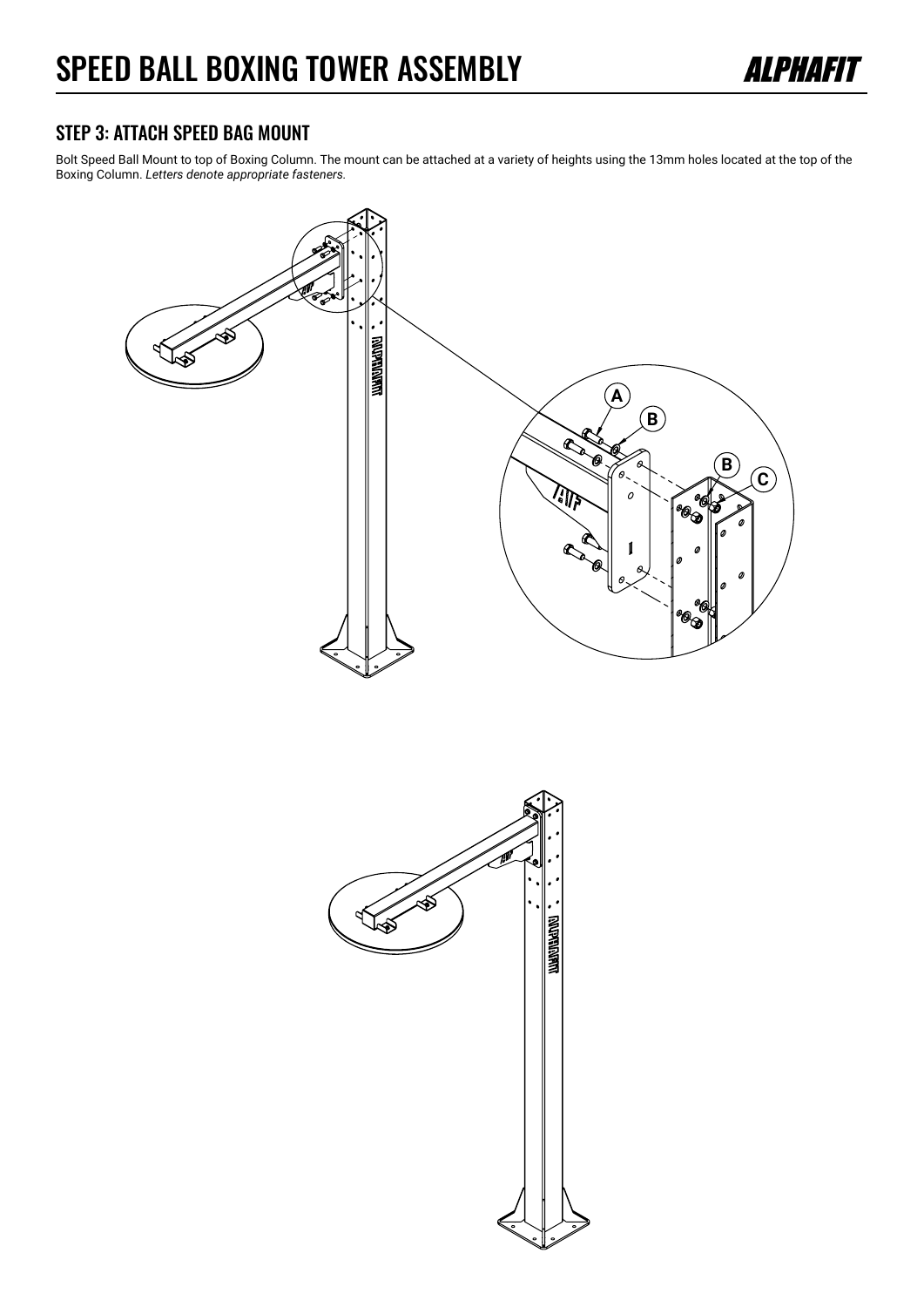# SPEED BALL BOXING TOWER ASSEMBLY

## STEP 3: ATTACH SPEED BAG MOUNT

Bolt Speed Ball Mount to top of Boxing Column. The mount can be attached at a variety of heights using the 13mm holes located at the top of the Boxing Column. *Letters denote appropriate fasteners.*

A

B

B

C